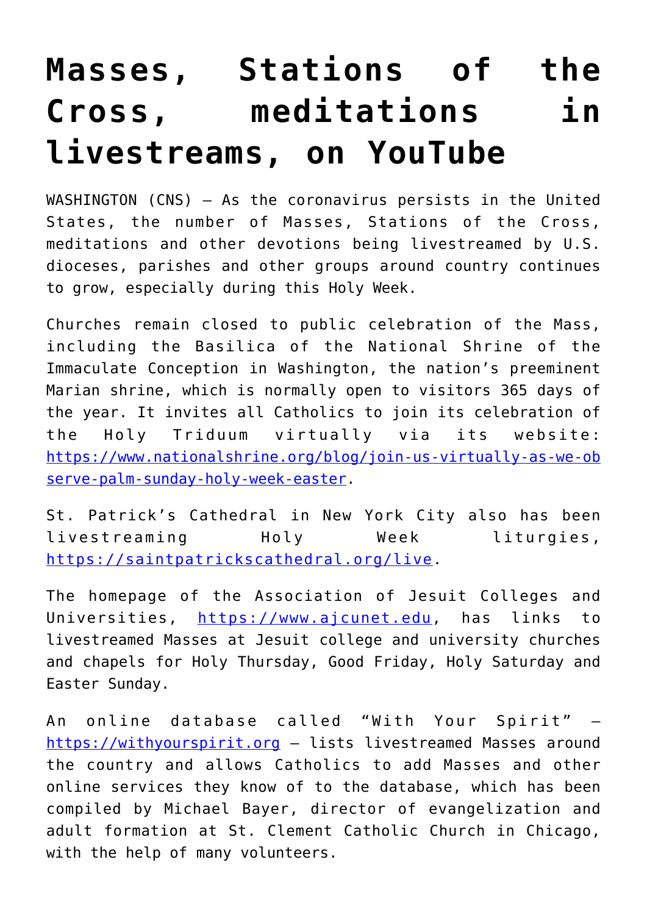# Masses, Stations of the Cross, meditations in livestreams, on YouTube

WASHINGTON (CNS) — As the coronavirus persists in the United States, the number of Masses, Stations of the Cross, meditations and other devotions being livestreamed by U.S. dioceses, parishes and other groups around country continues to grow, especially during this Holy Week.

Churches remain closed to public celebration of the Mass, including the Basilica of the National Shrine of the Immaculate Conception in Washington, the nation's preeminent Marian shrine, which is normally open to visitors 365 days of the year. It invites all Catholics to join its celebration of the Holy Triduum virtually via its website: https://www.nationalshrine.org/blog/join-us-virtually-as-we-observe-palm-sunday-holy-week-easter.

St. Patrick's Cathedral in New York City also has been livestreaming Holy Week liturgies, https://saintpatrickscathedral.org/live.

The homepage of the Association of Jesuit Colleges and Universities, https://www.ajcunet.edu, has links to livestreamed Masses at Jesuit college and university churches and chapels for Holy Thursday, Good Friday, Holy Saturday and Easter Sunday.

An online database called "With Your Spirit" — https://withyourspirit.org — lists livestreamed Masses around the country and allows Catholics to add Masses and other online services they know of to the database, which has been compiled by Michael Bayer, director of evangelization and adult formation at St. Clement Catholic Church in Chicago, with the help of many volunteers.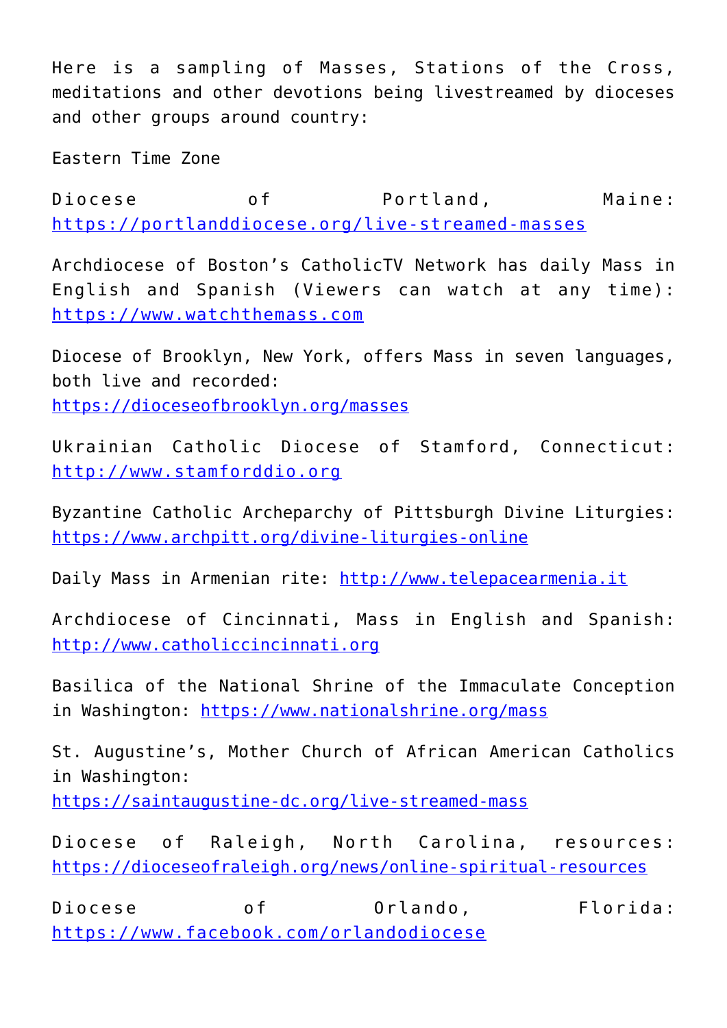Here is a sampling of Masses, Stations of the Cross, meditations and other devotions being livestreamed by dioceses and other groups around country:

Eastern Time Zone

Diocese of Portland, Maine: https://portlanddiocese.org/live-streamed-masses

Archdiocese of Boston's CatholicTV Network has daily Mass in English and Spanish (Viewers can watch at any time): https://www.watchthemass.com

Diocese of Brooklyn, New York, offers Mass in seven languages, both live and recorded: https://dioceseofbrooklyn.org/masses

Ukrainian Catholic Diocese of Stamford, Connecticut: http://www.stamforddio.org

Byzantine Catholic Archeparchy of Pittsburgh Divine Liturgies: https://www.archpitt.org/divine-liturgies-online

Daily Mass in Armenian rite: http://www.telepacearmenia.it

Archdiocese of Cincinnati, Mass in English and Spanish: http://www.catholiccincinnati.org

Basilica of the National Shrine of the Immaculate Conception in Washington: https://www.nationalshrine.org/mass

St. Augustine's, Mother Church of African American Catholics in Washington: https://saintaugustine-dc.org/live-streamed-mass

Diocese of Raleigh, North Carolina, resources: https://dioceseofraleigh.org/news/online-spiritual-resources

Diocese of Orlando, Florida: https://www.facebook.com/orlandodiocese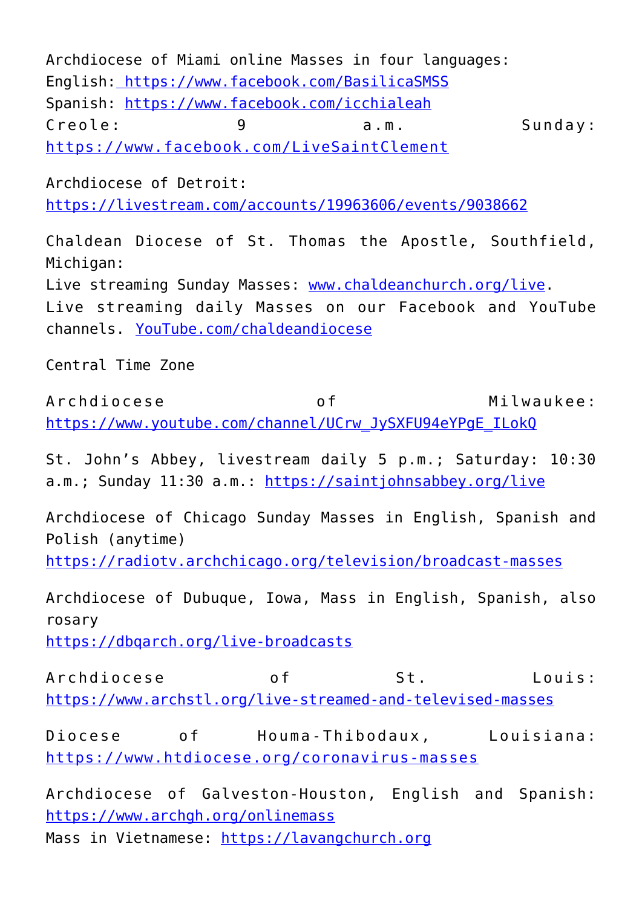Archdiocese of Miami online Masses in four languages:
English: https://www.facebook.com/BasilicaSMSS
Spanish: https://www.facebook.com/icchialeah
Creole: 9 a.m. Sunday: https://www.facebook.com/LiveSaintClement

Archdiocese of Detroit: https://livestream.com/accounts/19963606/events/9038662

Chaldean Diocese of St. Thomas the Apostle, Southfield, Michigan:
Live streaming Sunday Masses: www.chaldeanchurch.org/live.
Live streaming daily Masses on our Facebook and YouTube channels. YouTube.com/chaldeandiocese

Central Time Zone

Archdiocese of Milwaukee: https://www.youtube.com/channel/UCrw_JySXFU94eYPgE_ILokQ

St. John's Abbey, livestream daily 5 p.m.; Saturday: 10:30 a.m.; Sunday 11:30 a.m.: https://saintjohnsabbey.org/live

Archdiocese of Chicago Sunday Masses in English, Spanish and Polish (anytime)
https://radiotv.archchicago.org/television/broadcast-masses

Archdiocese of Dubuque, Iowa, Mass in English, Spanish, also rosary
https://dbqarch.org/live-broadcasts

Archdiocese of St. Louis: https://www.archstl.org/live-streamed-and-televised-masses

Diocese of Houma-Thibodaux, Louisiana: https://www.htdiocese.org/coronavirus-masses

Archdiocese of Galveston-Houston, English and Spanish: https://www.archgh.org/onlinemass
Mass in Vietnamese: https://lavangchurch.org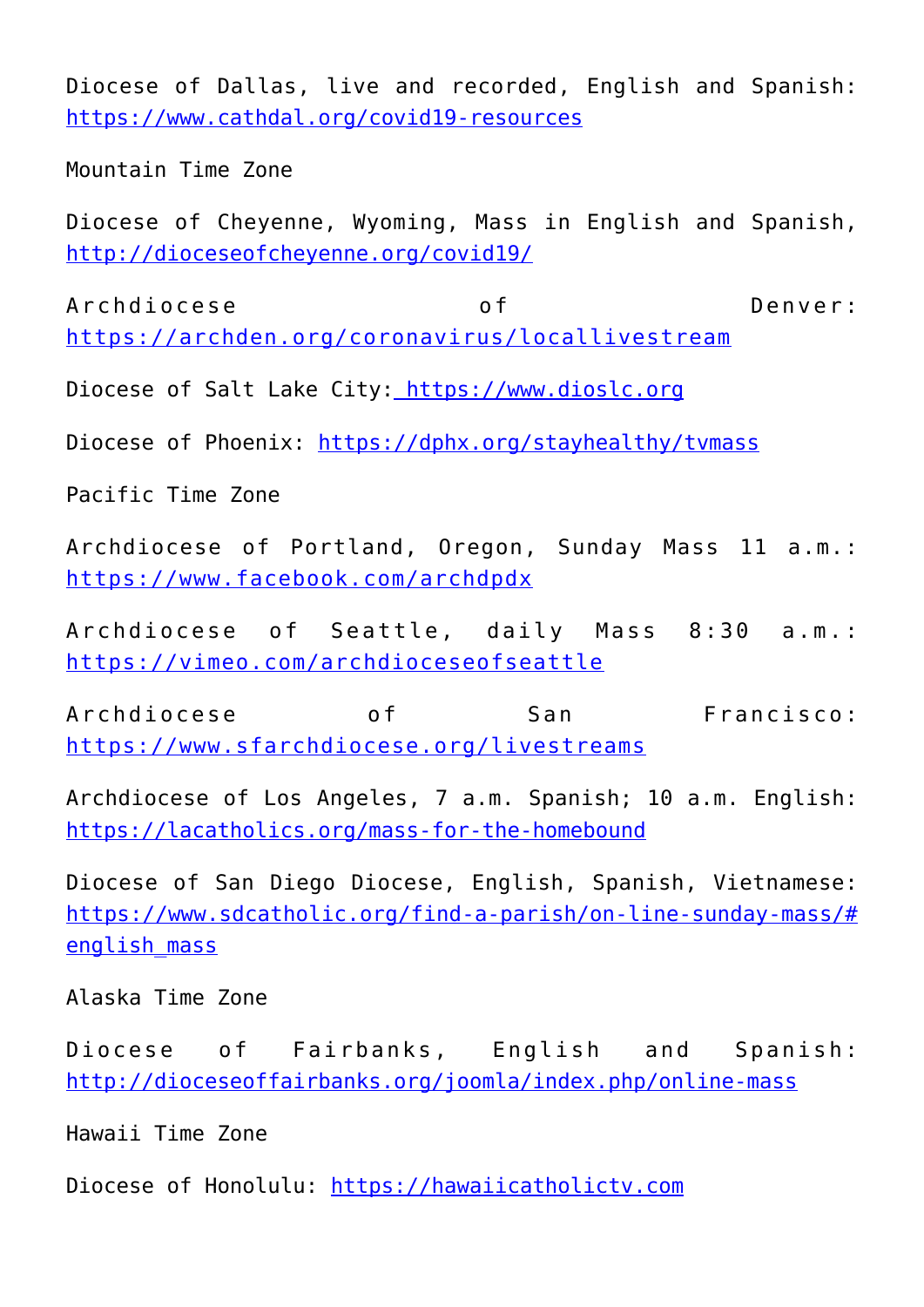Diocese of Dallas, live and recorded, English and Spanish: https://www.cathdal.org/covid19-resources

Mountain Time Zone

Diocese of Cheyenne, Wyoming, Mass in English and Spanish, http://dioceseofcheyenne.org/covid19/

Archdiocese of Denver: https://archden.org/coronavirus/locallivestream

Diocese of Salt Lake City: https://www.dioslc.org

Diocese of Phoenix: https://dphx.org/stayhealthy/tvmass

Pacific Time Zone

Archdiocese of Portland, Oregon, Sunday Mass 11 a.m.: https://www.facebook.com/archdpdx

Archdiocese of Seattle, daily Mass 8:30 a.m.: https://vimeo.com/archdioceseofseattle

Archdiocese of San Francisco: https://www.sfarchdiocese.org/livestreams

Archdiocese of Los Angeles, 7 a.m. Spanish; 10 a.m. English: https://lacatholics.org/mass-for-the-homebound

Diocese of San Diego Diocese, English, Spanish, Vietnamese: https://www.sdcatholic.org/find-a-parish/on-line-sunday-mass/#english_mass

Alaska Time Zone

Diocese of Fairbanks, English and Spanish: http://dioceseoffairbanks.org/joomla/index.php/online-mass

Hawaii Time Zone

Diocese of Honolulu: https://hawaiicatholictv.com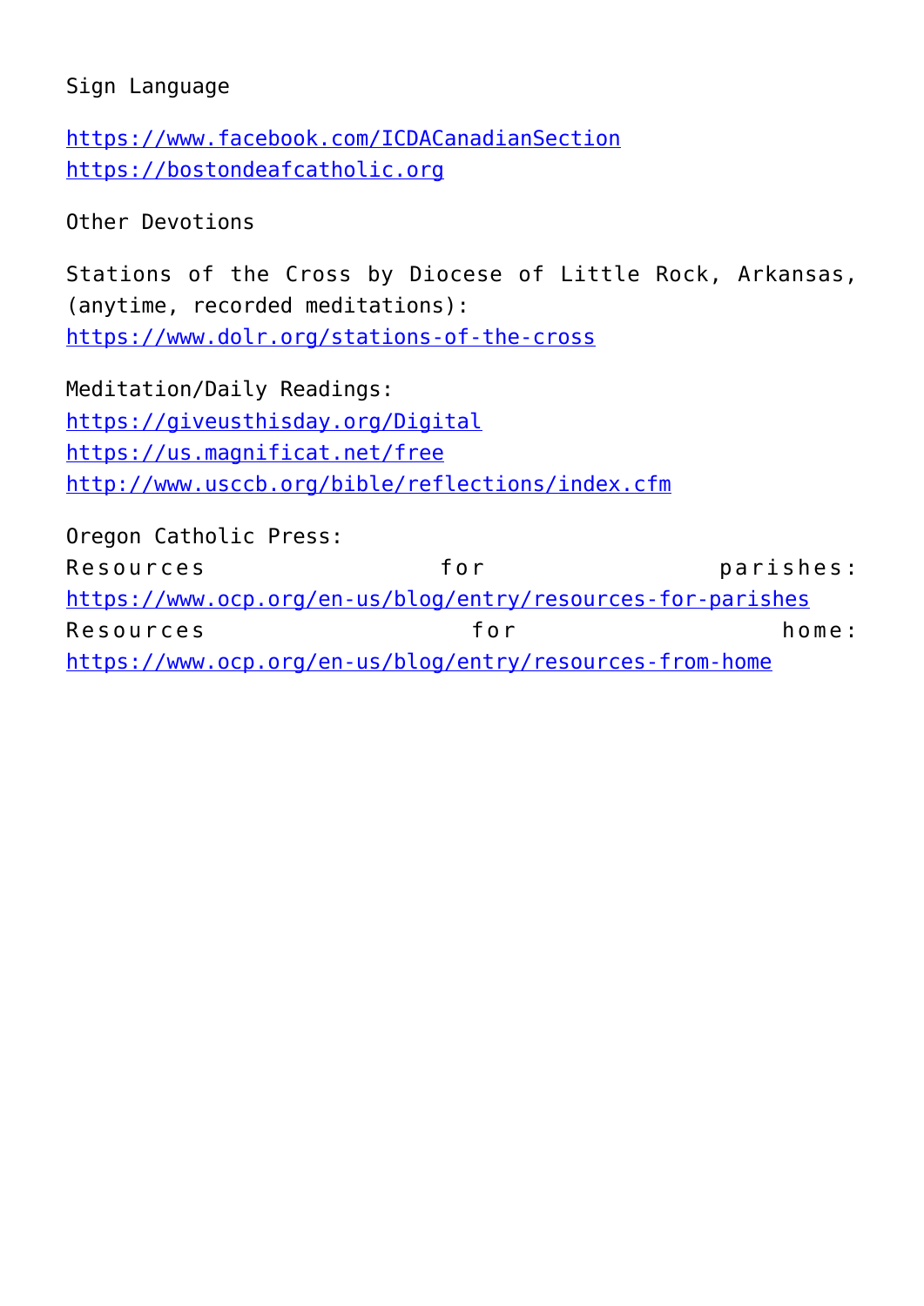Sign Language

https://www.facebook.com/ICDACanadianSection
https://bostondeafcatholic.org

Other Devotions

Stations of the Cross by Diocese of Little Rock, Arkansas, (anytime, recorded meditations): https://www.dolr.org/stations-of-the-cross

Meditation/Daily Readings:
https://giveusthisday.org/Digital
https://us.magnificat.net/free
http://www.usccb.org/bible/reflections/index.cfm

Oregon Catholic Press:
Resources for parishes: https://www.ocp.org/en-us/blog/entry/resources-for-parishes
Resources for home: https://www.ocp.org/en-us/blog/entry/resources-from-home